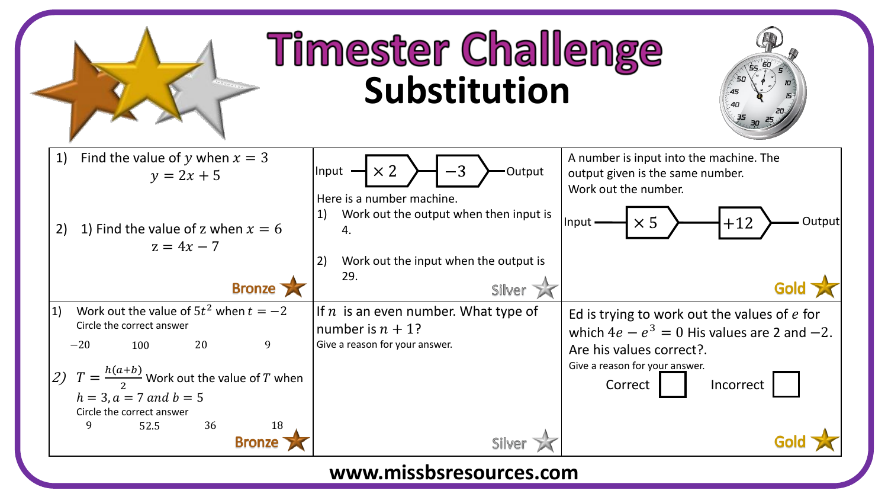# Timester Challenge

## Substitution

### Bronze

1) Find the value of $y$ when $x = 3$

$$y = 2x + 5$$

2) 1) Find the value of z when $x = 6$

$$z = 4x - 7$$

### Silver

Input → $\times 2$ → $-3$ → Output

Here is a number machine.

1) Work out the output when then input is 4.

2) Work out the input when the output is 29.

### Gold

A number is input into the machine. The output given is the same number. Work out the number.

Input → $\times 5$ → $+12$ → Output

### Bronze

1) Work out the value of $5t^2$ when $t = -2$

Circle the correct answer

$-20$ $\quad$ $100$ $\quad$ $20$ $\quad$ $9$

2) $T = \frac{h(a+b)}{2}$ Work out the value of $T$ when $h = 3, a = 7$ *and* $b = 5$

Circle the correct answer

$9$ $\quad$ $52.5$ $\quad$ $36$ $\quad$ $18$

### Silver

If $n$ is an even number. What type of number is $n + 1$?

Give a reason for your answer.

### Gold

Ed is trying to work out the values of $e$ for which $4e - e^3 = 0$ His values are 2 and $-2$. Are his values correct?.

Give a reason for your answer.

Correct ☐ $\quad$ Incorrect ☐

www.missbsresources.com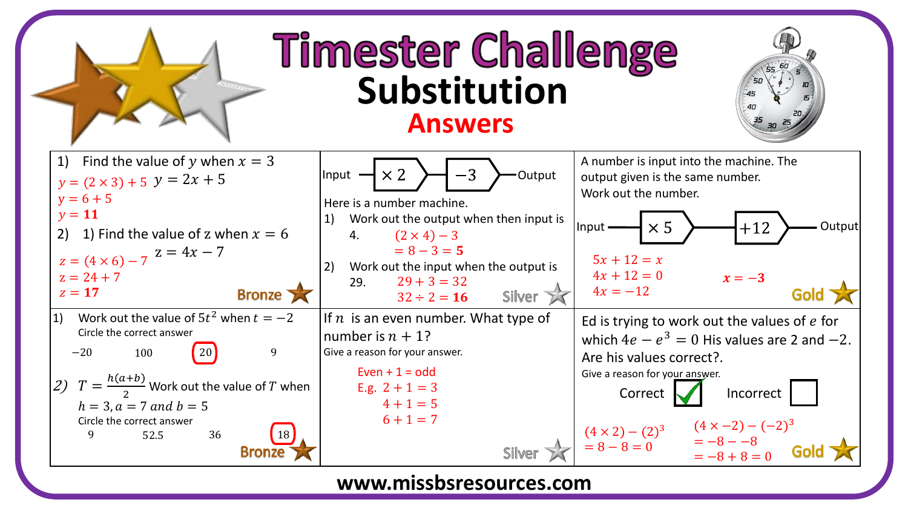# Timester Challenge

## Substitution

## Answers

1) Find the value of $y$ when $x = 3$

$y = 2x + 5$

$y = (2 \times 3) + 5$

$y = 6 + 5$

$y = \mathbf{11}$

2) 1) Find the value of z when $x = 6$

$z = 4x - 7$

$z = (4 \times 6) - 7$

$z = 24 + 7$

$z = \mathbf{17}$

Bronze

---

Input → $\times 2$ → $-3$ → Output

Here is a number machine.

1) Work out the output when then input is 4.

$(2 \times 4) - 3$

$= 8 - 3 = \mathbf{5}$

2) Work out the input when the output is 29.

$29 + 3 = 32$

$32 \div 2 = \mathbf{16}$

Silver

---

A number is input into the machine. The output given is the same number. Work out the number.

Input → $\times 5$ → $+12$ → Output

$5x + 12 = x$

$4x + 12 = 0$

$4x = -12$

$x = -3$

Gold

---

1) Work out the value of $5t^2$ when $t = -2$

Circle the correct answer

$-20$ 100 **(20)** 9

2) $T = \frac{h(a+b)}{2}$ Work out the value of $T$ when $h = 3, a = 7$ and $b = 5$

Circle the correct answer

9 52.5 36 **(18)**

Bronze

---

If $n$ is an even number. What type of number is $n + 1$?

Give a reason for your answer.

Even + 1 = odd

E.g. $2 + 1 = 3$

$4 + 1 = 5$

$6 + 1 = 7$

Silver

---

Ed is trying to work out the values of $e$ for which $4e - e^3 = 0$ His values are 2 and $-2$. Are his values correct?.

Give a reason for your answer.

Correct ✓ Incorrect ☐

$(4 \times 2) - (2)^3$

$= 8 - 8 = 0$

$(4 \times -2) - (-2)^3$

$= -8 - -8$

$= -8 + 8 = 0$

Gold

www.missbsresources.com